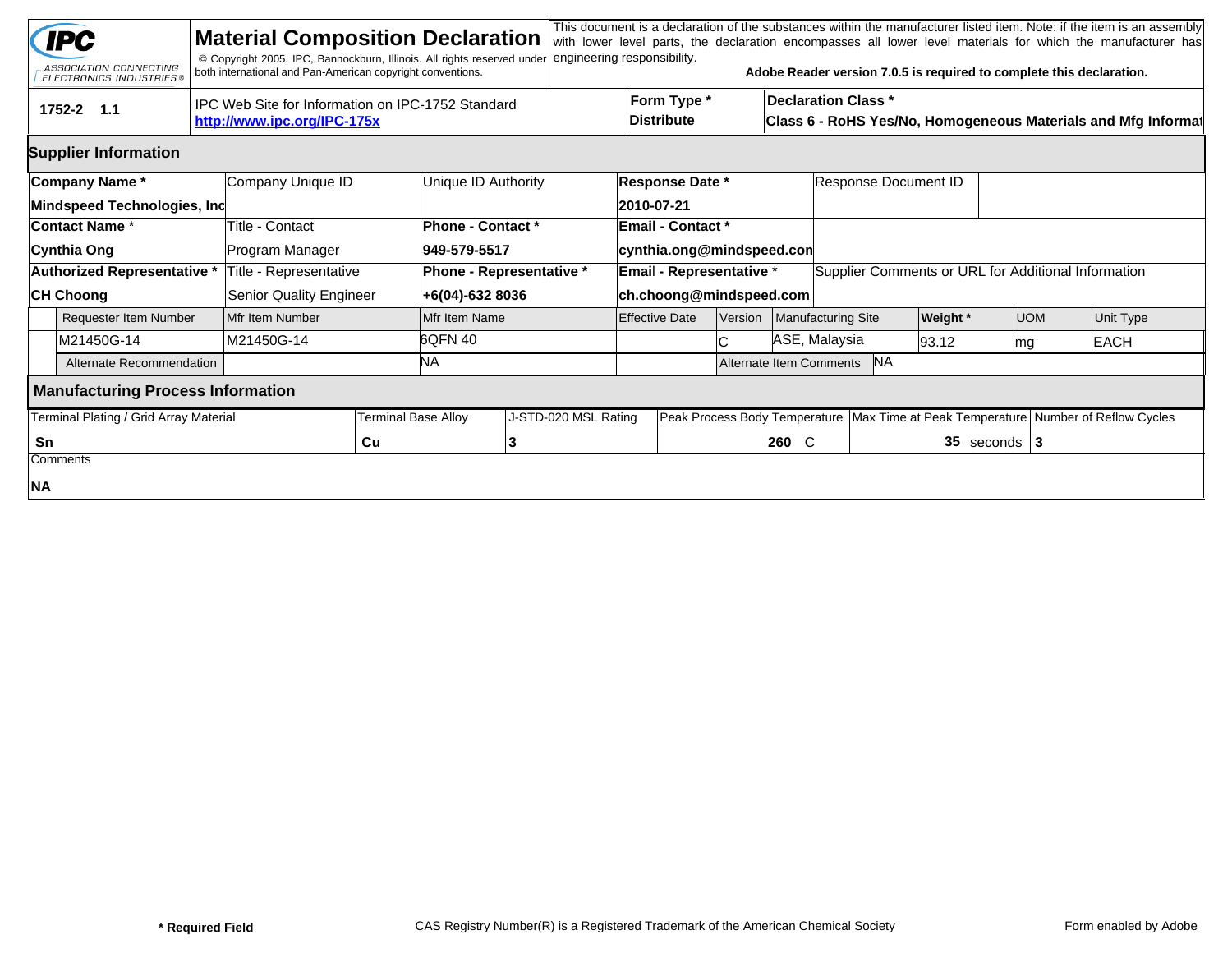# Material Composition Declaration

IPC — ASSOCIATION CONNECTING ELECTRONICS INDUSTRIES®

© Copyright 2005. IPC, Bannockburn, Illinois. All rights reserved under both international and Pan-American copyright conventions.

This document is a declaration of the substances within the manufacturer listed item. Note: if the item is an assembly with lower level parts, the declaration encompasses all lower level materials for which the manufacturer has engineering responsibility.

**Adobe Reader version 7.0.5 is required to complete this declaration.**

| 1752-2 1.1 | IPC Web Site for Information on IPC-1752 Standard | Form Type * | Declaration Class * |
|---|---|---|---|
| | http://www.ipc.org/IPC-175x | Distribute | Class 6 - RoHS Yes/No, Homogeneous Materials and Mfg Informat |

## Supplier Information

| Company Name * | Company Unique ID | Unique ID Authority | Response Date * | Response Document ID |
|---|---|---|---|---|
| Mindspeed Technologies, Inc | | | 2010-07-21 | |
| **Contact Name *** | **Title - Contact** | **Phone - Contact *** | **Email - Contact *** | |
| Cynthia Ong | Program Manager | 949-579-5517 | cynthia.ong@mindspeed.con | |
| **Authorized Representative *** | **Title - Representative** | **Phone - Representative *** | **Email - Representative *** | **Supplier Comments or URL for Additional Information** |
| CH Choong | Senior Quality Engineer | +6(04)-632 8036 | ch.choong@mindspeed.com | |

| Requester Item Number | Mfr Item Number | Mfr Item Name | Effective Date | Version | Manufacturing Site | Weight * | UOM | Unit Type |
|---|---|---|---|---|---|---|---|---|
| M21450G-14 | M21450G-14 | 6QFN 40 | | C | ASE, Malaysia | 93.12 | mg | EACH |
| Alternate Recommendation | | NA | | Alternate Item Comments | NA | | | |

## Manufacturing Process Information

| Terminal Plating / Grid Array Material | Terminal Base Alloy | J-STD-020 MSL Rating | Peak Process Body Temperature | Max Time at Peak Temperature | Number of Reflow Cycles |
|---|---|---|---|---|---|
| Sn | Cu | 3 | 260 C | 35 seconds | 3 |

Comments

**NA**

**\* Required Field** CAS Registry Number(R) is a Registered Trademark of the American Chemical Society Form enabled by Adobe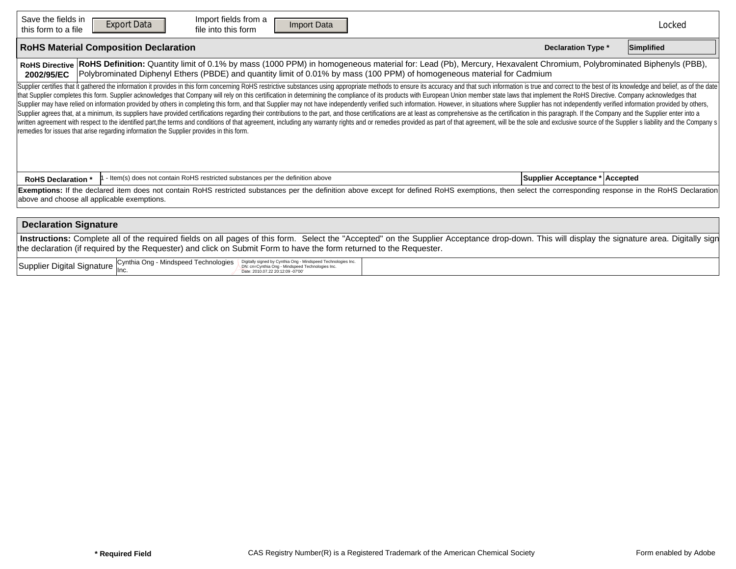Save the fields in this form to a file **Export Data** Import fields from a file into this form **Import Data** Locked

## RoHS Material Composition Declaration

**Declaration Type *** Simplified

| **RoHS Directive 2002/95/EC** | **RoHS Definition:** Quantity limit of 0.1% by mass (1000 PPM) in homogeneous material for: Lead (Pb), Mercury, Hexavalent Chromium, Polybrominated Biphenyls (PBB), Polybrominated Diphenyl Ethers (PBDE) and quantity limit of 0.01% by mass (100 PPM) of homogeneous material for Cadmium |
|---|---|

Supplier certifies that it gathered the information it provides in this form concerning RoHS restrictive substances using appropriate methods to ensure its accuracy and that such information is true and correct to the best of its knowledge and belief, as of the date that Supplier completes this form. Supplier acknowledges that Company will rely on this certification in determining the compliance of its products with European Union member state laws that implement the RoHS Directive. Company acknowledges that Supplier may have relied on information provided by others in completing this form, and that Supplier may not have independently verified such information. However, in situations where Supplier has not independently verified information provided by others, Supplier agrees that, at a minimum, its suppliers have provided certifications regarding their contributions to the part, and those certifications are at least as comprehensive as the certification in this paragraph. If the Company and the Supplier enter into a written agreement with respect to the identified part,the terms and conditions of that agreement, including any warranty rights and or remedies provided as part of that agreement, will be the sole and exclusive source of the Supplier s liability and the Company s remedies for issues that arise regarding information the Supplier provides in this form.

| **RoHS Declaration *** | 1 - Item(s) does not contain RoHS restricted substances per the definition above | **Supplier Acceptance *** | **Accepted** |
|---|---|---|---|

**Exemptions:** If the declared item does not contain RoHS restricted substances per the definition above except for defined RoHS exemptions, then select the corresponding response in the RoHS Declaration above and choose all applicable exemptions.

## Declaration Signature

**Instructions:** Complete all of the required fields on all pages of this form. Select the "Accepted" on the Supplier Acceptance drop-down. This will display the signature area. Digitally sign the declaration (if required by the Requester) and click on Submit Form to have the form returned to the Requester.

| Supplier Digital Signature | Cynthia Ong - Mindspeed Technologies Inc. | Digitally signed by Cynthia Ong - Mindspeed Technologies Inc. DN: cn=Cynthia Ong - Mindspeed Technologies Inc. Date: 2010.07.22 20:12:09 -07'00' |
|---|---|---|

**\* Required Field** CAS Registry Number(R) is a Registered Trademark of the American Chemical Society Form enabled by Adobe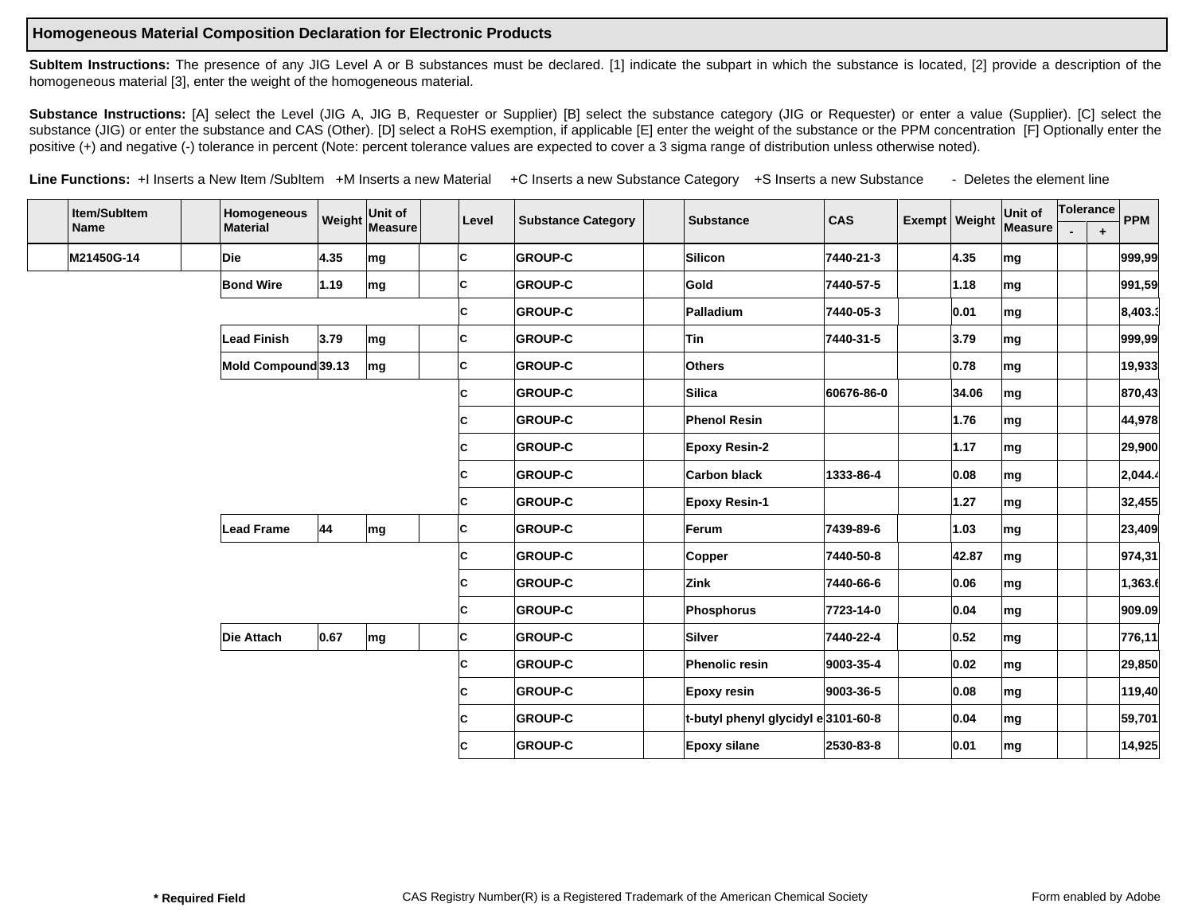## Homogeneous Material Composition Declaration for Electronic Products

**SubItem Instructions:** The presence of any JIG Level A or B substances must be declared. [1] indicate the subpart in which the substance is located, [2] provide a description of the homogeneous material [3], enter the weight of the homogeneous material.

**Substance Instructions:** [A] select the Level (JIG A, JIG B, Requester or Supplier) [B] select the substance category (JIG or Requester) or enter a value (Supplier). [C] select the substance (JIG) or enter the substance and CAS (Other). [D] select a RoHS exemption, if applicable [E] enter the weight of the substance or the PPM concentration [F] Optionally enter the positive (+) and negative (-) tolerance in percent (Note: percent tolerance values are expected to cover a 3 sigma range of distribution unless otherwise noted).

**Line Functions:** +I Inserts a New Item /SubItem +M Inserts a new Material +C Inserts a new Substance Category +S Inserts a new Substance - Deletes the element line

| | Item/SubItem Name | | Homogeneous Material | Weight | Unit of Measure | | Level | Substance Category | | Substance | CAS | Exempt | Weight | Unit of Measure | Tolerance | | PPM |
|---|---|---|---|---|---|---|---|---|---|---|---|---|---|---|---|---|---|
| | | | | | | | | | | | | | | | - | + | |
| | M21450G-14 | | Die | 4.35 | mg | | C | GROUP-C | | Silicon | 7440-21-3 | | 4.35 | mg | | | 999,99 |
| | | | Bond Wire | 1.19 | mg | | C | GROUP-C | | Gold | 7440-57-5 | | 1.18 | mg | | | 991,59 |
| | | | | | | | C | GROUP-C | | Palladium | 7440-05-3 | | 0.01 | mg | | | 8,403.3 |
| | | | Lead Finish | 3.79 | mg | | C | GROUP-C | | Tin | 7440-31-5 | | 3.79 | mg | | | 999,99 |
| | | | Mold Compound | 39.13 | mg | | C | GROUP-C | | Others | | | 0.78 | mg | | | 19,933 |
| | | | | | | | C | GROUP-C | | Silica | 60676-86-0 | | 34.06 | mg | | | 870,43 |
| | | | | | | | C | GROUP-C | | Phenol Resin | | | 1.76 | mg | | | 44,978 |
| | | | | | | | C | GROUP-C | | Epoxy Resin-2 | | | 1.17 | mg | | | 29,900 |
| | | | | | | | C | GROUP-C | | Carbon black | 1333-86-4 | | 0.08 | mg | | | 2,044.4 |
| | | | | | | | C | GROUP-C | | Epoxy Resin-1 | | | 1.27 | mg | | | 32,455 |
| | | | Lead Frame | 44 | mg | | C | GROUP-C | | Ferum | 7439-89-6 | | 1.03 | mg | | | 23,409 |
| | | | | | | | C | GROUP-C | | Copper | 7440-50-8 | | 42.87 | mg | | | 974,31 |
| | | | | | | | C | GROUP-C | | Zink | 7440-66-6 | | 0.06 | mg | | | 1,363.6 |
| | | | | | | | C | GROUP-C | | Phosphorus | 7723-14-0 | | 0.04 | mg | | | 909.09 |
| | | | Die Attach | 0.67 | mg | | C | GROUP-C | | Silver | 7440-22-4 | | 0.52 | mg | | | 776,11 |
| | | | | | | | C | GROUP-C | | Phenolic resin | 9003-35-4 | | 0.02 | mg | | | 29,850 |
| | | | | | | | C | GROUP-C | | Epoxy resin | 9003-36-5 | | 0.08 | mg | | | 119,40 |
| | | | | | | | C | GROUP-C | | t-butyl phenyl glycidyl e | 3101-60-8 | | 0.04 | mg | | | 59,701 |
| | | | | | | | C | GROUP-C | | Epoxy silane | 2530-83-8 | | 0.01 | mg | | | 14,925 |

**\* Required Field** CAS Registry Number(R) is a Registered Trademark of the American Chemical Society Form enabled by Adobe